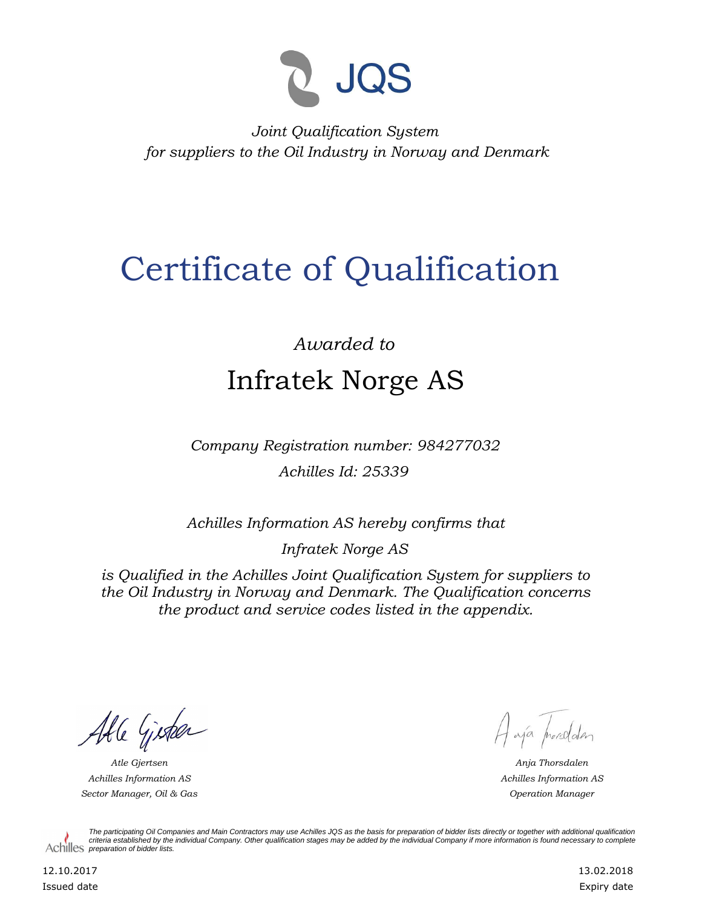JQS

*Joint Qualification System*
*for suppliers to the Oil Industry in Norway and Denmark*

# Certificate of Qualification

*Awarded to*

## Infratek Norge AS

*Company Registration number: 984277032*

*Achilles Id: 25339*

*Achilles Information AS hereby confirms that*

*Infratek Norge AS*

*is Qualified in the Achilles Joint Qualification System for suppliers to the Oil Industry in Norway and Denmark. The Qualification concerns the product and service codes listed in the appendix.*

*Atle Gjertsen*
*Achilles Information AS*
*Sector Manager, Oil & Gas*

*Anja Thorsdalen*
*Achilles Information AS*
*Operation Manager*

Achilles

*The participating Oil Companies and Main Contractors may use Achilles JQS as the basis for preparation of bidder lists directly or together with additional qualification criteria established by the individual Company. Other qualification stages may be added by the individual Company if more information is found necessary to complete preparation of bidder lists.*

12.10.2017
Issued date

13.02.2018
Expiry date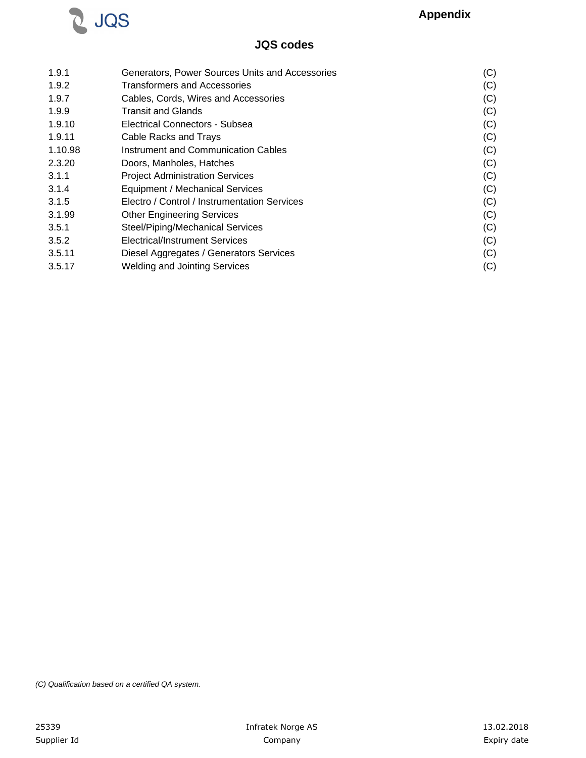# Appendix

## JQS codes

| | | |
|---|---|---|
| 1.9.1 | Generators, Power Sources Units and Accessories | (C) |
| 1.9.2 | Transformers and Accessories | (C) |
| 1.9.7 | Cables, Cords, Wires and Accessories | (C) |
| 1.9.9 | Transit and Glands | (C) |
| 1.9.10 | Electrical Connectors - Subsea | (C) |
| 1.9.11 | Cable Racks and Trays | (C) |
| 1.10.98 | Instrument and Communication Cables | (C) |
| 2.3.20 | Doors, Manholes, Hatches | (C) |
| 3.1.1 | Project Administration Services | (C) |
| 3.1.4 | Equipment / Mechanical Services | (C) |
| 3.1.5 | Electro / Control / Instrumentation Services | (C) |
| 3.1.99 | Other Engineering Services | (C) |
| 3.5.1 | Steel/Piping/Mechanical Services | (C) |
| 3.5.2 | Electrical/Instrument Services | (C) |
| 3.5.11 | Diesel Aggregates / Generators Services | (C) |
| 3.5.17 | Welding and Jointing Services | (C) |

*(C) Qualification based on a certified QA system.*

| | | |
|---|---|---|
| 25339 | Infratek Norge AS | 13.02.2018 |
| Supplier Id | Company | Expiry date |